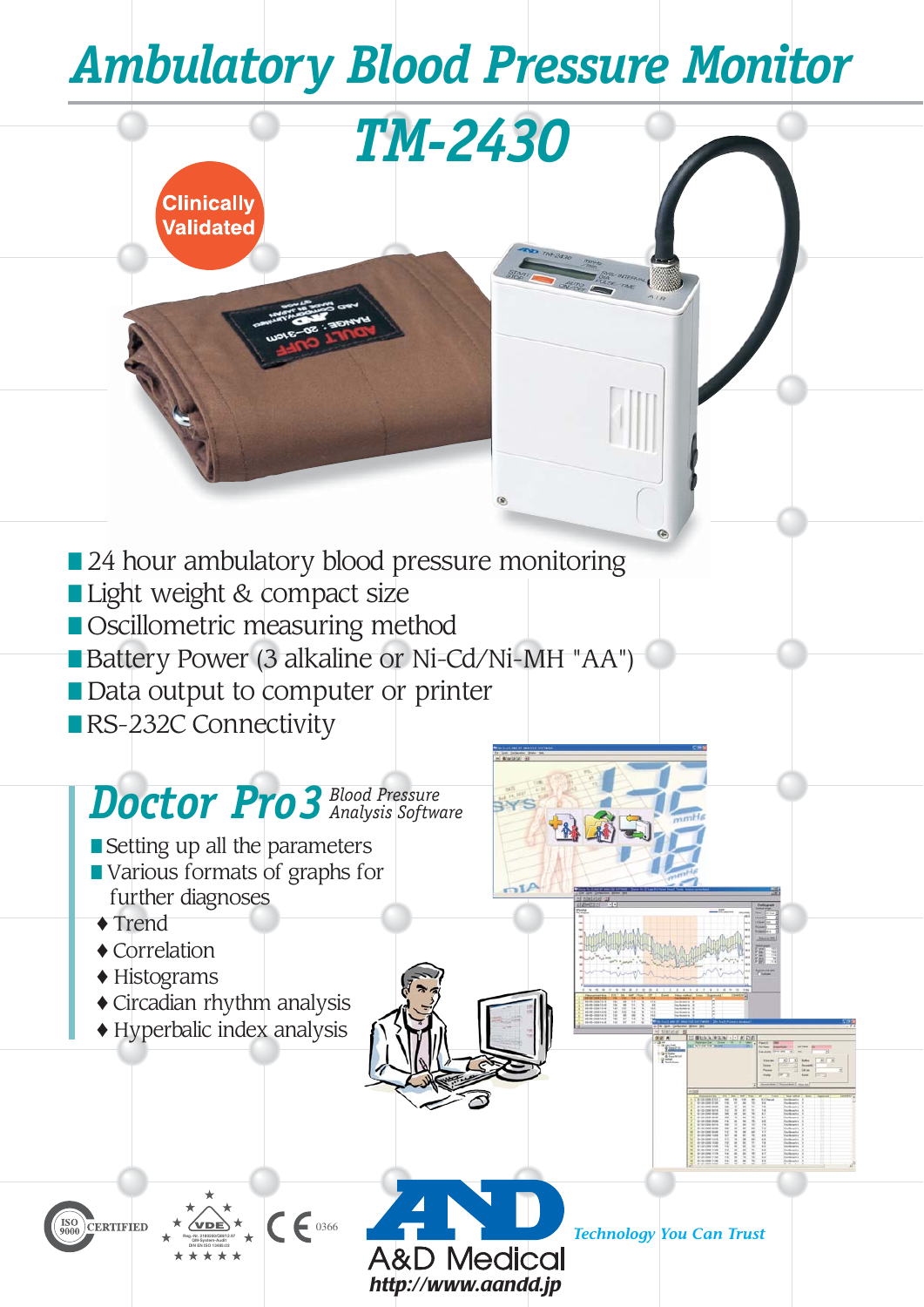# Ambulatory Blood Pressure Monitor

## TM-2430

Clinically Validated

- 24 hour ambulatory blood pressure monitoring
- Light weight & compact size
- Oscillometric measuring method
- Battery Power (3 alkaline or Ni-Cd/Ni-MH "AA")
- Data output to computer or printer
- RS-232C Connectivity

## Doctor Pro3 *Blood Pressure Analysis Software*

- Setting up all the parameters
- Various formats of graphs for further diagnoses
  - ♦ Trend
  - ♦ Correlation
  - ♦ Histograms
  - ♦ Circadian rhythm analysis
  - ♦ Hyperbalic index analysis

ISO 9000 CERTIFIED

CE 0366

A&D Medical

*Technology You Can Trust*

*http://www.aandd.jp*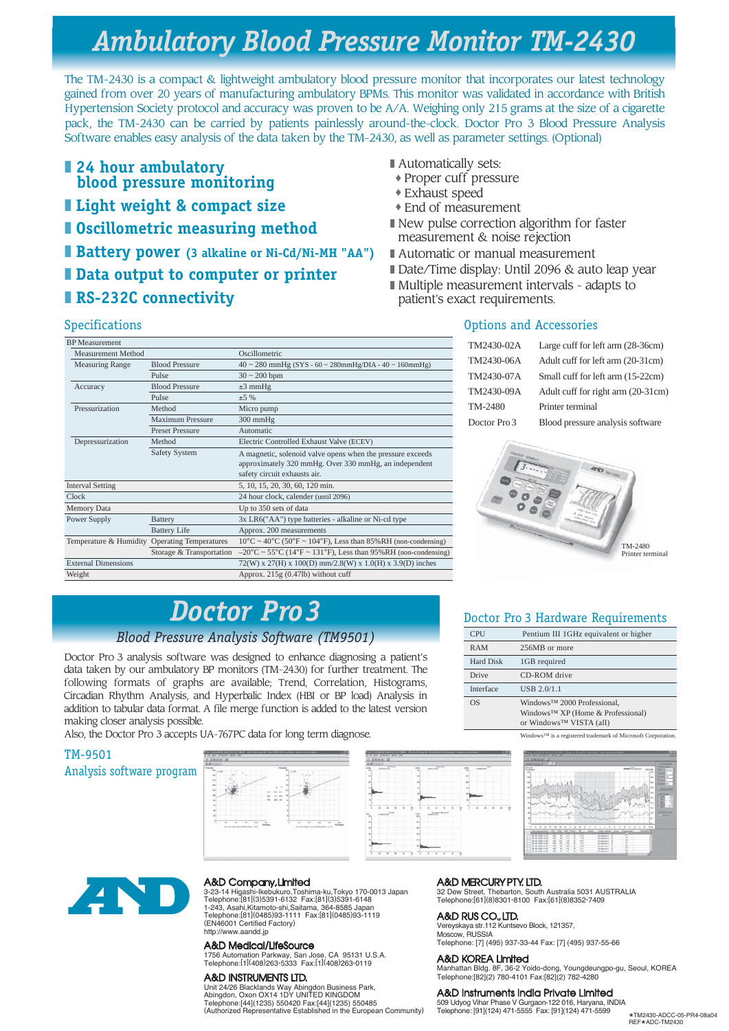# Ambulatory Blood Pressure Monitor TM-2430

The TM-2430 is a compact & lightweight ambulatory blood pressure monitor that incorporates our latest technology gained from over 20 years of manufacturing ambulatory BPMs. This monitor was validated in accordance with British Hypertension Society protocol and accuracy was proven to be A/A. Weighing only 215 grams at the size of a cigarette pack, the TM-2430 can be carried by patients painlessly around-the-clock. Doctor Pro 3 Blood Pressure Analysis Software enables easy analysis of the data taken by the TM-2430, as well as parameter settings. (Optional)

- **24 hour ambulatory blood pressure monitoring**
- **Light weight & compact size**
- **Oscillometric measuring method**
- **Battery power (3 alkaline or Ni-Cd/Ni-MH "AA")**
- **Data output to computer or printer**
- **RS-232C connectivity**

- Automatically sets:
  - Proper cuff pressure
  - Exhaust speed
  - End of measurement
- New pulse correction algorithm for faster measurement & noise rejection
- Automatic or manual measurement
- Date/Time display: Until 2096 & auto leap year
- Multiple measurement intervals - adapts to patient's exact requirements.

## Specifications

| | | | |
|---|---|---|---|
| BP Measurement | | | |
| | Measurement Method | | Oscillometric |
| | Measuring Range | Blood Pressure | 40 ~ 280 mmHg (SYS - 60 ~ 280mmHg/DIA - 40 ~ 160mmHg) |
| | | Pulse | 30 ~ 200 bpm |
| | Accuracy | Blood Pressure | ±3 mmHg |
| | | Pulse | ±5 % |
| | Pressurization | Method | Micro pump |
| | | Maximum Pressure | 300 mmHg |
| | | Preset Pressure | Automatic |
| | Depressurization | Method | Electric Controlled Exhaust Valve (ECEV) |
| | | Safety System | A magnetic, solenoid valve opens when the pressure exceeds approximately 320 mmHg. Over 330 mmHg, an independent safety circuit exhausts air. |
| Interval Setting | | | 5, 10, 15, 20, 30, 60, 120 min. |
| Clock | | | 24 hour clock, calender (until 2096) |
| Memory Data | | | Up to 350 sets of data |
| Power Supply | | Battery | 3x LR6("AA") type batteries - alkaline or Ni-cd type |
| | | Battery Life | Approx. 200 measurements |
| Temperature & Humidity | | Operating Temperatures | 10°C ~ 40°C (50°F ~ 104°F), Less than 85%RH (non-condensing) |
| | | Storage & Transportation | –20°C ~ 55°C (14°F ~ 131°F), Less than 95%RH (non-condensing) |
| External Dimensions | | | 72(W) x 27(H) x 100(D) mm/2.8(W) x 1.0(H) x 3.9(D) inches |
| Weight | | | Approx. 215g (0.47lb) without cuff |

## Options and Accessories

| | |
|---|---|
| TM2430-02A | Large cuff for left arm (28-36cm) |
| TM2430-06A | Adult cuff for left arm (20-31cm) |
| TM2430-07A | Small cuff for left arm (15-22cm) |
| TM2430-09A | Adult cuff for right arm (20-31cm) |
| TM-2480 | Printer terminal |
| Doctor Pro 3 | Blood pressure analysis software |

TM-2480
Printer terminal

# Doctor Pro 3

### *Blood Pressure Analysis Software (TM9501)*

Doctor Pro 3 analysis software was designed to enhance diagnosing a patient's data taken by our ambulatory BP monitors (TM-2430) for further treatment. The following formats of graphs are available; Trend, Correlation, Histograms, Circadian Rhythm Analysis, and Hyperbalic Index (HBI or BP load) Analysis in addition to tabular data format. A file merge function is added to the latest version making closer analysis possible.
Also, the Doctor Pro 3 accepts UA-767PC data for long term diagnose.

## Doctor Pro 3 Hardware Requirements

| | |
|---|---|
| CPU | Pentium III 1GHz equivalent or higher |
| RAM | 256MB or more |
| Hard Disk | 1GB required |
| Drive | CD-ROM drive |
| Interface | USB 2.0/1.1 |
| OS | Windows™ 2000 Professional, Windows™ XP (Home & Professional) or Windows™ VISTA (all) |

Windows™ is a registered trademark of Microsoft Corporation.

TM-9501
Analysis software program

**A&D Company, Limited**
3-23-14 Higashi-Ikebukuro, Toshima-ku, Tokyo 170-0013 Japan
Telephone:[81](3)5391-6132 Fax:[81](3)5391-6148
1-243, Asahi, Kitamoto-shi, Saitama, 364-8585 Japan
Telephone:[81](0485)93-1111 Fax:[81](0485)93-1119
(EN46001 Certified Factory)
http://www.aandd.jp

**A&D Medical/LifeSource**
1756 Automation Parkway, San Jose, CA 95131 U.S.A.
Telephone:[1](408)263-5333 Fax:[1](408)263-0119

**A&D INSTRUMENTS LTD.**
Unit 24/26 Blacklands Way Abingdon Business Park, Abingdon, Oxon OX14 1DY UNITED KINGDOM
Telephone:[44](1235) 550420 Fax:[44](1235) 550485
(Authorized Representative Established in the European Community)

**A&D MERCURY PTY. LTD.**
32 Dew Street, Thebarton, South Australia 5031 AUSTRALIA
Telephone:[61](8)8301-8100 Fax:[61](8)8352-7409

**A&D RUS CO., LTD.**
Vereyskaya str.112 Kuntsevo Block, 121357, Moscow, RUSSIA
Telephone: [7] (495) 937-33-44 Fax: [7] (495) 937-55-66

**A&D KOREA Limited**
Manhattan Bldg. 8F, 36-2 Yoido-dong, Youngdeungpo-gu, Seoul, KOREA
Telephone:[82](2) 780-4101 Fax:[82](2) 782-4280

**A&D Instruments India Private Limited**
509 Udyog Vihar Phase V Gurgaon-122 016, Haryana, INDIA
Telephone: [91](124) 471-5555 Fax: [91](124) 471-5599

*TM2430-ADCC-05-PR4-08a04
REF*ADC-TM2430